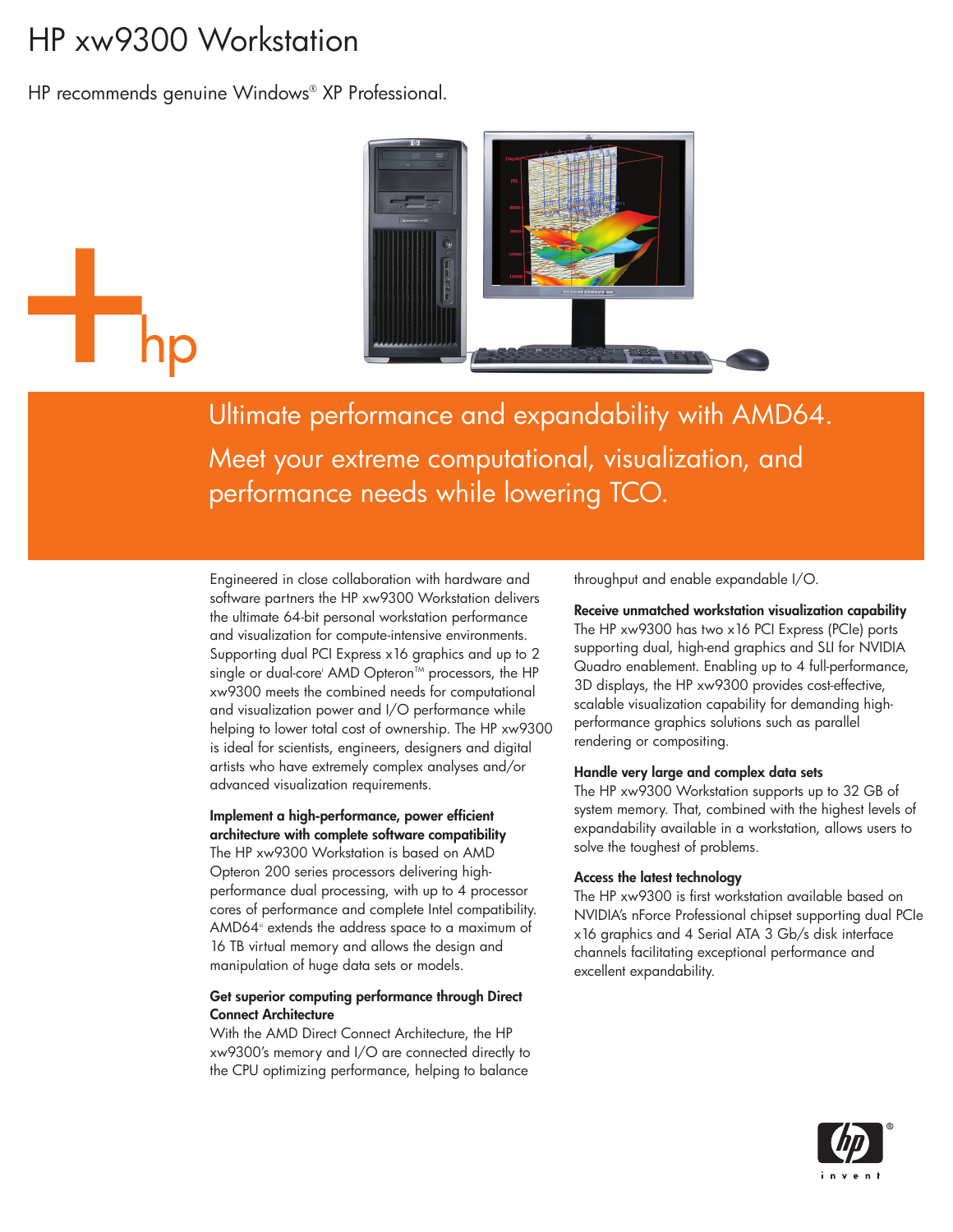# HP xw9300 Workstation

HP recommends genuine Windows® XP Professional.

## Ultimate performance and expandability with AMD64. Meet your extreme computational, visualization, and performance needs while lowering TCO.

Engineered in close collaboration with hardware and software partners the HP xw9300 Workstation delivers the ultimate 64-bit personal workstation performance and visualization for compute-intensive environments. Supporting dual PCI Express x16 graphics and up to 2 single or dual-core[i] AMD Opteron™ processors, the HP xw9300 meets the combined needs for computational and visualization power and I/O performance while helping to lower total cost of ownership. The HP xw9300 is ideal for scientists, engineers, designers and digital artists who have extremely complex analyses and/or advanced visualization requirements.

**Implement a high-performance, power efficient architecture with complete software compatibility**

The HP xw9300 Workstation is based on AMD Opteron 200 series processors delivering high-performance dual processing, with up to 4 processor cores of performance and complete Intel compatibility. AMD64[ii] extends the address space to a maximum of 16 TB virtual memory and allows the design and manipulation of huge data sets or models.

**Get superior computing performance through Direct Connect Architecture**

With the AMD Direct Connect Architecture, the HP xw9300's memory and I/O are connected directly to the CPU optimizing performance, helping to balance throughput and enable expandable I/O.

**Receive unmatched workstation visualization capability**

The HP xw9300 has two x16 PCI Express (PCIe) ports supporting dual, high-end graphics and SLI for NVIDIA Quadro enablement. Enabling up to 4 full-performance, 3D displays, the HP xw9300 provides cost-effective, scalable visualization capability for demanding high-performance graphics solutions such as parallel rendering or compositing.

**Handle very large and complex data sets**

The HP xw9300 Workstation supports up to 32 GB of system memory. That, combined with the highest levels of expandability available in a workstation, allows users to solve the toughest of problems.

**Access the latest technology**

The HP xw9300 is first workstation available based on NVIDIA's nForce Professional chipset supporting dual PCIe x16 graphics and 4 Serial ATA 3 Gb/s disk interface channels facilitating exceptional performance and excellent expandability.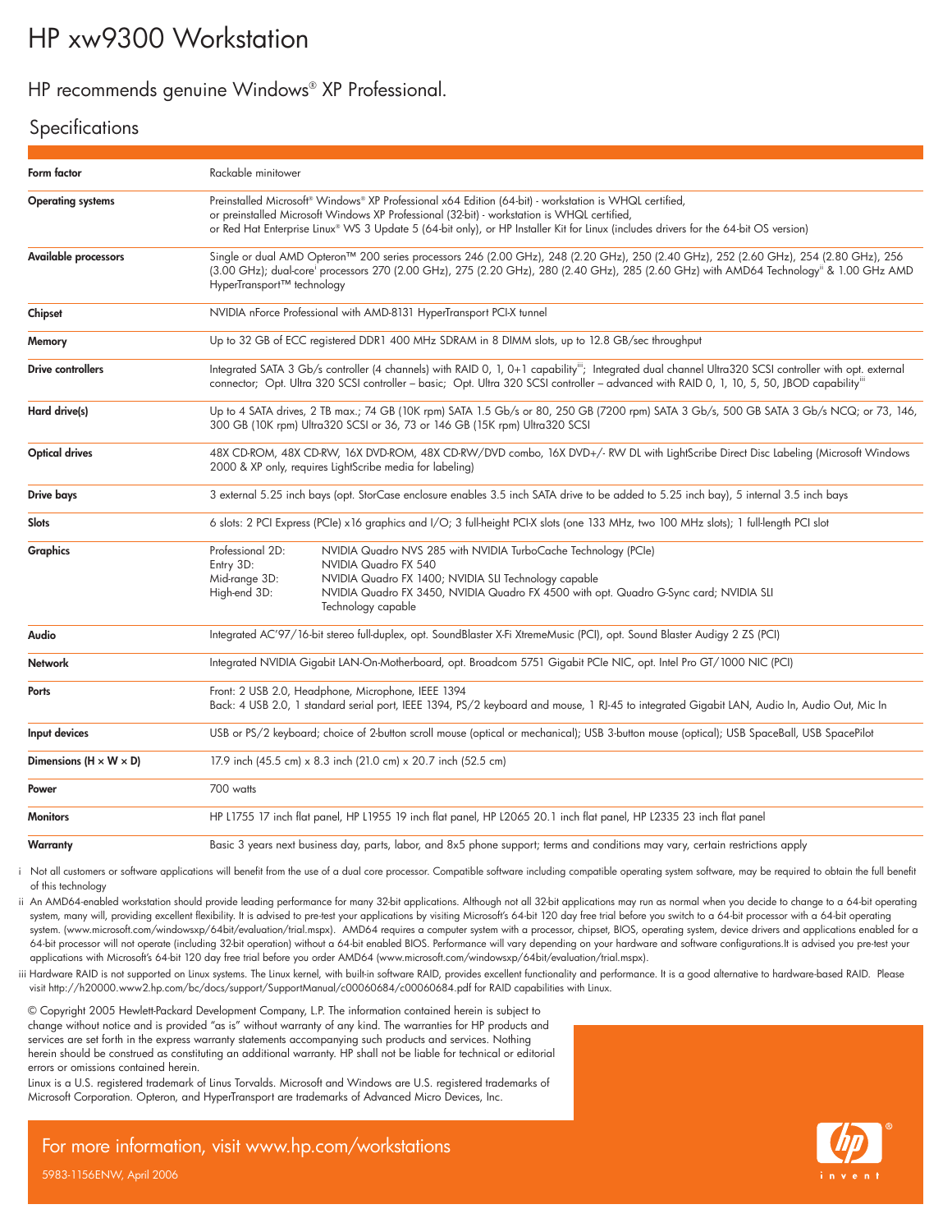# HP xw9300 Workstation

## HP recommends genuine Windows® XP Professional.

## Specifications

| | |
|---|---|
| **Form factor** | Rackable minitower |
| **Operating systems** | Preinstalled Microsoft® Windows® XP Professional x64 Edition (64-bit) - workstation is WHQL certified, or preinstalled Microsoft Windows XP Professional (32-bit) - workstation is WHQL certified, or Red Hat Enterprise Linux® WS 3 Update 5 (64-bit only), or HP Installer Kit for Linux (includes drivers for the 64-bit OS version) |
| **Available processors** | Single or dual AMD Opteron™ 200 series processors 246 (2.00 GHz), 248 (2.20 GHz), 250 (2.40 GHz), 252 (2.60 GHz), 254 (2.80 GHz), 256 (3.00 GHz); dual-core[i] processors 270 (2.00 GHz), 275 (2.20 GHz), 280 (2.40 GHz), 285 (2.60 GHz) with AMD64 Technology[ii] & 1.00 GHz AMD HyperTransport™ technology |
| **Chipset** | NVIDIA nForce Professional with AMD-8131 HyperTransport PCI-X tunnel |
| **Memory** | Up to 32 GB of ECC registered DDR1 400 MHz SDRAM in 8 DIMM slots, up to 12.8 GB/sec throughput |
| **Drive controllers** | Integrated SATA 3 Gb/s controller (4 channels) with RAID 0, 1, 0+1 capability[iii]; Integrated dual channel Ultra320 SCSI controller with opt. external connector; Opt. Ultra 320 SCSI controller – basic; Opt. Ultra 320 SCSI controller – advanced with RAID 0, 1, 10, 5, 50, JBOD capability[iii] |
| **Hard drive(s)** | Up to 4 SATA drives, 2 TB max.; 74 GB (10K rpm) SATA 1.5 Gb/s or 80, 250 GB (7200 rpm) SATA 3 Gb/s, 500 GB SATA 3 Gb/s NCQ; or 73, 146, 300 GB (10K rpm) Ultra320 SCSI or 36, 73 or 146 GB (15K rpm) Ultra320 SCSI |
| **Optical drives** | 48X CD-ROM, 48X CD-RW, 16X DVD-ROM, 48X CD-RW/DVD combo, 16X DVD+/- RW DL with LightScribe Direct Disc Labeling (Microsoft Windows 2000 & XP only, requires LightScribe media for labeling) |
| **Drive bays** | 3 external 5.25 inch bays (opt. StorCase enclosure enables 3.5 inch SATA drive to be added to 5.25 inch bay), 5 internal 3.5 inch bays |
| **Slots** | 6 slots: 2 PCI Express (PCIe) x16 graphics and I/O; 3 full-height PCI-X slots (one 133 MHz, two 100 MHz slots); 1 full-length PCI slot |
| **Graphics** | Professional 2D: NVIDIA Quadro NVS 285 with NVIDIA TurboCache Technology (PCIe)<br>Entry 3D: NVIDIA Quadro FX 540<br>Mid-range 3D: NVIDIA Quadro FX 1400; NVIDIA SLI Technology capable<br>High-end 3D: NVIDIA Quadro FX 3450, NVIDIA Quadro FX 4500 with opt. Quadro G-Sync card; NVIDIA SLI Technology capable |
| **Audio** | Integrated AC'97/16-bit stereo full-duplex, opt. SoundBlaster X-Fi XtremeMusic (PCI), opt. Sound Blaster Audigy 2 ZS (PCI) |
| **Network** | Integrated NVIDIA Gigabit LAN-On-Motherboard, opt. Broadcom 5751 Gigabit PCIe NIC, opt. Intel Pro GT/1000 NIC (PCI) |
| **Ports** | Front: 2 USB 2.0, Headphone, Microphone, IEEE 1394<br>Back: 4 USB 2.0, 1 standard serial port, IEEE 1394, PS/2 keyboard and mouse, 1 RJ-45 to integrated Gigabit LAN, Audio In, Audio Out, Mic In |
| **Input devices** | USB or PS/2 keyboard; choice of 2-button scroll mouse (optical or mechanical); USB 3-button mouse (optical); USB SpaceBall, USB SpacePilot |
| **Dimensions (H × W × D)** | 17.9 inch (45.5 cm) x 8.3 inch (21.0 cm) x 20.7 inch (52.5 cm) |
| **Power** | 700 watts |
| **Monitors** | HP L1755 17 inch flat panel, HP L1955 19 inch flat panel, HP L2065 20.1 inch flat panel, HP L2335 23 inch flat panel |
| **Warranty** | Basic 3 years next business day, parts, labor, and 8x5 phone support; terms and conditions may vary, certain restrictions apply |

i Not all customers or software applications will benefit from the use of a dual core processor. Compatible software including compatible operating system software, may be required to obtain the full benefit of this technology

ii An AMD64-enabled workstation should provide leading performance for many 32-bit applications. Although not all 32-bit applications may run as normal when you decide to change to a 64-bit operating system, many will, providing excellent flexibility. It is advised to pre-test your applications by visiting Microsoft's 64-bit 120 day free trial before you switch to a 64-bit processor with a 64-bit operating system. (www.microsoft.com/windowsxp/64bit/evaluation/trial.mspx). AMD64 requires a computer system with a processor, chipset, BIOS, operating system, device drivers and applications enabled for a 64-bit processor will not operate (including 32-bit operation) without a 64-bit enabled BIOS. Performance will vary depending on your hardware and software configurations.It is advised you pre-test your applications with Microsoft's 64-bit 120 day free trial before you order AMD64 (www.microsoft.com/windowsxp/64bit/evaluation/trial.mspx).

iii Hardware RAID is not supported on Linux systems. The Linux kernel, with built-in software RAID, provides excellent functionality and performance. It is a good alternative to hardware-based RAID. Please visit http://h20000.www2.hp.com/bc/docs/support/SupportManual/c00060684/c00060684.pdf for RAID capabilities with Linux.

© Copyright 2005 Hewlett-Packard Development Company, L.P. The information contained herein is subject to change without notice and is provided "as is" without warranty of any kind. The warranties for HP products and services are set forth in the express warranty statements accompanying such products and services. Nothing herein should be construed as constituting an additional warranty. HP shall not be liable for technical or editorial errors or omissions contained herein.

Linux is a U.S. registered trademark of Linus Torvalds. Microsoft and Windows are U.S. registered trademarks of Microsoft Corporation. Opteron, and HyperTransport are trademarks of Advanced Micro Devices, Inc.

For more information, visit www.hp.com/workstations

5983-1156ENW, April 2006

invent